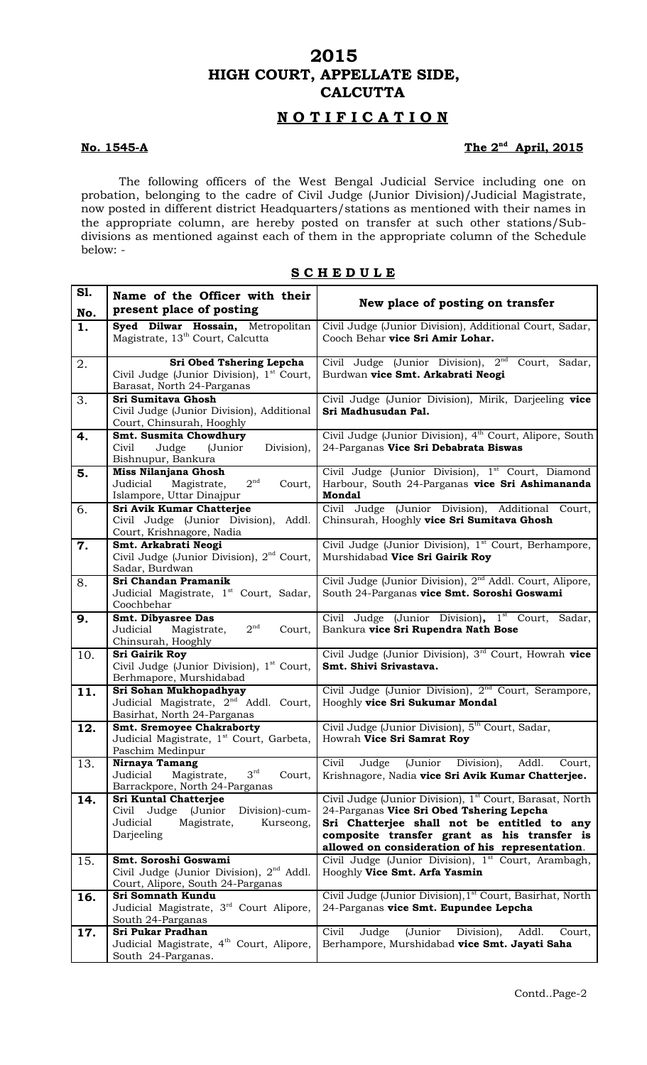# 2015
# HIGH COURT, APPELLATE SIDE, CALCUTTA

## NOTIFICATION

**No. 1545-A** **The 2nd April, 2015**

The following officers of the West Bengal Judicial Service including one on probation, belonging to the cadre of Civil Judge (Junior Division)/Judicial Magistrate, now posted in different district Headquarters/stations as mentioned with their names in the appropriate column, are hereby posted on transfer at such other stations/Sub-divisions as mentioned against each of them in the appropriate column of the Schedule below: -

## SCHEDULE

| Sl. No. | Name of the Officer with their present place of posting | New place of posting on transfer |
|---|---|---|
| **1.** | **Syed Dilwar Hossain,** Metropolitan Magistrate, 13th Court, Calcutta | Civil Judge (Junior Division), Additional Court, Sadar, Cooch Behar **vice Sri Amir Lohar.** |
| 2. | **Sri Obed Tshering Lepcha** Civil Judge (Junior Division), 1st Court, Barasat, North 24-Parganas | Civil Judge (Junior Division), 2nd Court, Sadar, Burdwan **vice Smt. Arkabrati Neogi** |
| 3. | **Sri Sumitava Ghosh** Civil Judge (Junior Division), Additional Court, Chinsurah, Hooghly | Civil Judge (Junior Division), Mirik, Darjeeling **vice Sri Madhusudan Pal.** |
| **4.** | **Smt. Susmita Chowdhury** Civil Judge (Junior Division), Bishnupur, Bankura | Civil Judge (Junior Division), 4th Court, Alipore, South 24-Parganas **Vice Sri Debabrata Biswas** |
| **5.** | **Miss Nilanjana Ghosh** Judicial Magistrate, 2nd Court, Islampore, Uttar Dinajpur | Civil Judge (Junior Division), 1st Court, Diamond Harbour, South 24-Parganas **vice Sri Ashimananda Mondal** |
| 6. | **Sri Avik Kumar Chatterjee** Civil Judge (Junior Division), Addl. Court, Krishnagore, Nadia | Civil Judge (Junior Division), Additional Court, Chinsurah, Hooghly **vice Sri Sumitava Ghosh** |
| **7.** | **Smt. Arkabrati Neogi** Civil Judge (Junior Division), 2nd Court, Sadar, Burdwan | Civil Judge (Junior Division), 1st Court, Berhampore, Murshidabad **Vice Sri Gairik Roy** |
| 8. | **Sri Chandan Pramanik** Judicial Magistrate, 1st Court, Sadar, Coochbehar | Civil Judge (Junior Division), 2nd Addl. Court, Alipore, South 24-Parganas **vice Smt. Soroshi Goswami** |
| **9.** | **Smt. Dibyasree Das** Judicial Magistrate, 2nd Court, Chinsurah, Hooghly | Civil Judge (Junior Division), 1st Court, Sadar, Bankura **vice Sri Rupendra Nath Bose** |
| 10. | **Sri Gairik Roy** Civil Judge (Junior Division), 1st Court, Berhmapore, Murshidabad | Civil Judge (Junior Division), 3rd Court, Howrah **vice Smt. Shivi Srivastava.** |
| **11.** | **Sri Sohan Mukhopadhyay** Judicial Magistrate, 2nd Addl. Court, Basirhat, North 24-Parganas | Civil Judge (Junior Division), 2nd Court, Serampore, Hooghly **vice Sri Sukumar Mondal** |
| **12.** | **Smt. Sremoyee Chakraborty** Judicial Magistrate, 1st Court, Garbeta, Paschim Medinpur | Civil Judge (Junior Division), 5th Court, Sadar, Howrah **Vice Sri Samrat Roy** |
| 13. | **Nirnaya Tamang** Judicial Magistrate, 3rd Court, Barrackpore, North 24-Parganas | Civil Judge (Junior Division), Addl. Court, Krishnagore, Nadia **vice Sri Avik Kumar Chatterjee.** |
| **14.** | **Sri Kuntal Chatterjee** Civil Judge (Junior Division)-cum-Judicial Magistrate, Kurseong, Darjeeling | Civil Judge (Junior Division), 1st Court, Barasat, North 24-Parganas **Vice Sri Obed Tshering Lepcha** **Sri Chatterjee shall not be entitled to any composite transfer grant as his transfer is allowed on consideration of his representation**. |
| 15. | **Smt. Soroshi Goswami** Civil Judge (Junior Division), 2nd Addl. Court, Alipore, South 24-Parganas | Civil Judge (Junior Division), 1st Court, Arambagh, Hooghly **Vice Smt. Arfa Yasmin** |
| **16.** | **Sri Somnath Kundu** Judicial Magistrate, 3rd Court Alipore, South 24-Parganas | Civil Judge (Junior Division), 1st Court, Basirhat, North 24-Parganas **vice Smt. Eupundee Lepcha** |
| **17.** | **Sri Pukar Pradhan** Judicial Magistrate, 4th Court, Alipore, South 24-Parganas. | Civil Judge (Junior Division), Addl. Court, Berhampore, Murshidabad **vice Smt. Jayati Saha** |

Contd..Page-2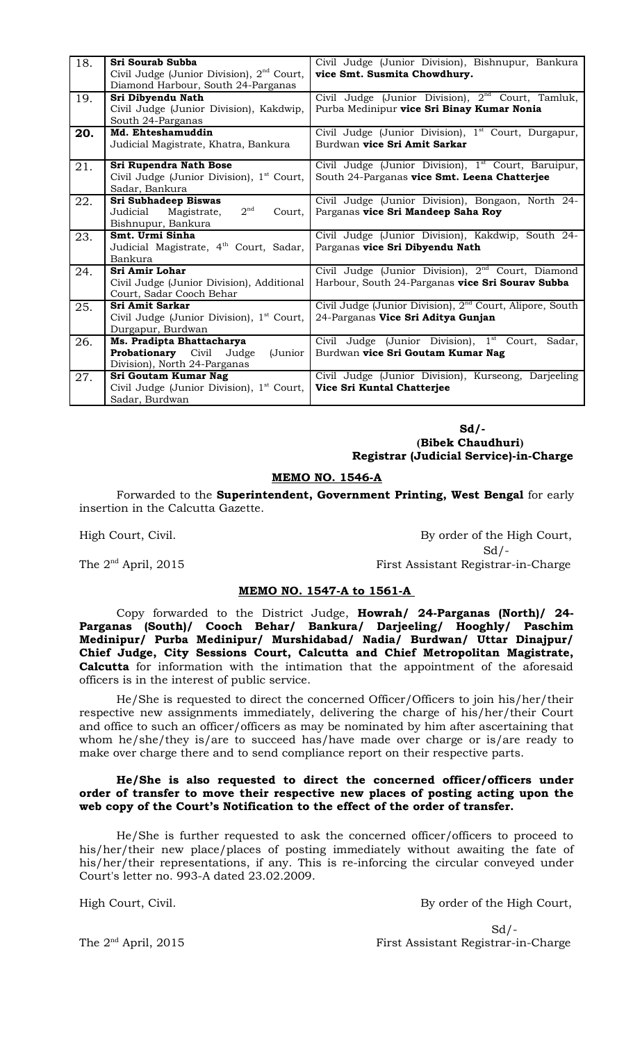| 18. | **Sri Sourab Subba**<br>Civil Judge (Junior Division), 2nd Court, Diamond Harbour, South 24-Parganas | Civil Judge (Junior Division), Bishnupur, Bankura **vice Smt. Susmita Chowdhury.** |
|---|---|---|
| 19. | **Sri Dibyendu Nath**<br>Civil Judge (Junior Division), Kakdwip, South 24-Parganas | Civil Judge (Junior Division), 2nd Court, Tamluk, Purba Medinipur **vice Sri Binay Kumar Nonia** |
| **20.** | **Md. Ehteshamuddin**<br>Judicial Magistrate, Khatra, Bankura | Civil Judge (Junior Division), 1st Court, Durgapur, Burdwan **vice Sri Amit Sarkar** |
| 21. | **Sri Rupendra Nath Bose**<br>Civil Judge (Junior Division), 1st Court, Sadar, Bankura | Civil Judge (Junior Division), 1st Court, Baruipur, South 24-Parganas **vice Smt. Leena Chatterjee** |
| 22. | **Sri Subhadeep Biswas**<br>Judicial Magistrate, 2nd Court, Bishnupur, Bankura | Civil Judge (Junior Division), Bongaon, North 24-Parganas **vice Sri Mandeep Saha Roy** |
| 23. | **Smt. Urmi Sinha**<br>Judicial Magistrate, 4th Court, Sadar, Bankura | Civil Judge (Junior Division), Kakdwip, South 24-Parganas **vice Sri Dibyendu Nath** |
| 24. | **Sri Amir Lohar**<br>Civil Judge (Junior Division), Additional Court, Sadar Cooch Behar | Civil Judge (Junior Division), 2nd Court, Diamond Harbour, South 24-Parganas **vice Sri Sourav Subba** |
| 25. | **Sri Amit Sarkar**<br>Civil Judge (Junior Division), 1st Court, Durgapur, Burdwan | Civil Judge (Junior Division), 2nd Court, Alipore, South 24-Parganas **Vice Sri Aditya Gunjan** |
| 26. | **Ms. Pradipta Bhattacharya**<br>**Probationary** Civil Judge (Junior Division), North 24-Parganas | Civil Judge (Junior Division), 1st Court, Sadar, Burdwan **vice Sri Goutam Kumar Nag** |
| 27. | **Sri Goutam Kumar Nag**<br>Civil Judge (Junior Division), 1st Court, Sadar, Burdwan | Civil Judge (Junior Division), Kurseong, Darjeeling **Vice Sri Kuntal Chatterjee** |

**Sd/-**
**(Bibek Chaudhuri)**
**Registrar (Judicial Service)-in-Charge**

**MEMO NO. 1546-A**

Forwarded to the **Superintendent, Government Printing, West Bengal** for early insertion in the Calcutta Gazette.

High Court, Civil.

By order of the High Court,
Sd/-
First Assistant Registrar-in-Charge

The 2nd April, 2015

**MEMO NO. 1547-A to 1561-A**

Copy forwarded to the District Judge, **Howrah/ 24-Parganas (North)/ 24-Parganas (South)/ Cooch Behar/ Bankura/ Darjeeling/ Hooghly/ Paschim Medinipur/ Purba Medinipur/ Murshidabad/ Nadia/ Burdwan/ Uttar Dinajpur/ Chief Judge, City Sessions Court, Calcutta and Chief Metropolitan Magistrate, Calcutta** for information with the intimation that the appointment of the aforesaid officers is in the interest of public service.

He/She is requested to direct the concerned Officer/Officers to join his/her/their respective new assignments immediately, delivering the charge of his/her/their Court and office to such an officer/officers as may be nominated by him after ascertaining that whom he/she/they is/are to succeed has/have made over charge or is/are ready to make over charge there and to send compliance report on their respective parts.

**He/She is also requested to direct the concerned officer/officers under order of transfer to move their respective new places of posting acting upon the web copy of the Court's Notification to the effect of the order of transfer.**

He/She is further requested to ask the concerned officer/officers to proceed to his/her/their new place/places of posting immediately without awaiting the fate of his/her/their representations, if any. This is re-inforcing the circular conveyed under Court's letter no. 993-A dated 23.02.2009.

High Court, Civil.

By order of the High Court,

Sd/-
First Assistant Registrar-in-Charge

The 2nd April, 2015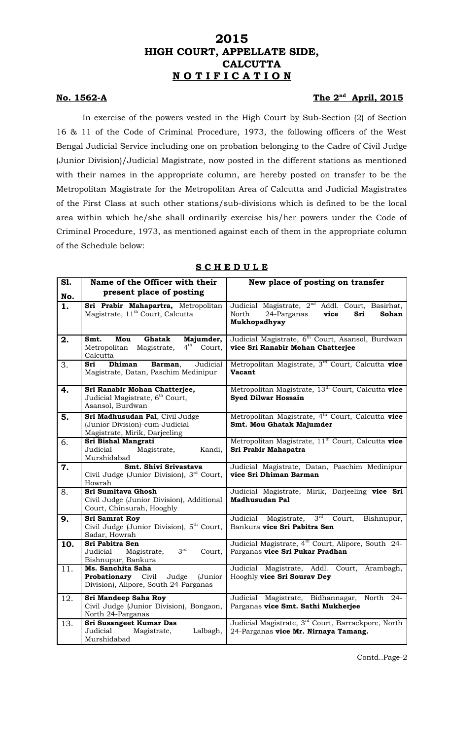# 2015
# HIGH COURT, APPELLATE SIDE, CALCUTTA
## N O T I F I C A T I O N

**No. 1562-A** **The 2nd April, 2015**

In exercise of the powers vested in the High Court by Sub-Section (2) of Section 16 & 11 of the Code of Criminal Procedure, 1973, the following officers of the West Bengal Judicial Service including one on probation belonging to the Cadre of Civil Judge (Junior Division)/Judicial Magistrate, now posted in the different stations as mentioned with their names in the appropriate column, are hereby posted on transfer to be the Metropolitan Magistrate for the Metropolitan Area of Calcutta and Judicial Magistrates of the First Class at such other stations/sub-divisions which is defined to be the local area within which he/she shall ordinarily exercise his/her powers under the Code of Criminal Procedure, 1973, as mentioned against each of them in the appropriate column of the Schedule below:

**S C H E D U L E**

| Sl. No. | Name of the Officer with their present place of posting | New place of posting on transfer |
|---|---|---|
| **1.** | **Sri Prabir Mahapartra,** Metropolitan Magistrate, 11th Court, Calcutta | Judicial Magistrate, 2nd Addl. Court, Basirhat, North 24-Parganas **vice Sri Sohan Mukhopadhyay** |
| **2.** | **Smt. Mou Ghatak Majumder,** Metropolitan Magistrate, 4th Court, Calcutta | Judicial Magistrate, 6th Court, Asansol, Burdwan **vice Sri Ranabir Mohan Chatterjee** |
| 3. | **Sri Dhiman Barman**, Judicial Magistrate, Datan, Paschim Medinipur | Metropolitan Magistrate, 3rd Court, Calcutta **vice Vacant** |
| **4.** | **Sri Ranabir Mohan Chatterjee,** Judicial Magistrate, 6th Court, Asansol, Burdwan | Metropolitan Magistrate, 13th Court, Calcutta **vice Syed Dilwar Hossain** |
| **5.** | **Sri Madhusudan Pal**, Civil Judge (Junior Division)-cum-Judicial Magistrate, Mirik, Darjeeling | Metropolitan Magistrate, 4th Court, Calcutta **vice Smt. Mou Ghatak Majumder** |
| 6. | **Sri Bishal Mangrati** Judicial Magistrate, Kandi, Murshidabad | Metropolitan Magistrate, 11th Court, Calcutta **vice Sri Prabir Mahapatra** |
| **7.** | **Smt. Shivi Srivastava** Civil Judge (Junior Division), 3rd Court, Howrah | Judicial Magistrate, Datan, Paschim Medinipur **vice Sri Dhiman Barman** |
| 8. | **Sri Sumitava Ghosh** Civil Judge (Junior Division), Additional Court, Chinsurah, Hooghly | Judicial Magistrate, Mirik, Darjeeling **vice Sri Madhusudan Pal** |
| **9.** | **Sri Samrat Roy** Civil Judge (Junior Division), 5th Court, Sadar, Howrah | Judicial Magistrate, 3rd Court, Bishnupur, Bankura **vice Sri Pabitra Sen** |
| **10.** | **Sri Pabitra Sen** Judicial Magistrate, 3rd Court, Bishnupur, Bankura | Judicial Magistrate, 4th Court, Alipore, South 24-Parganas **vice Sri Pukar Pradhan** |
| 11. | **Ms. Sanchita Saha Probationary** Civil Judge (Junior Division), Alipore, South 24-Parganas | Judicial Magistrate, Addl. Court, Arambagh, Hooghly **vice Sri Sourav Dey** |
| 12. | **Sri Mandeep Saha Roy** Civil Judge (Junior Division), Bongaon, North 24-Parganas | Judicial Magistrate, Bidhannagar, North 24-Parganas **vice Smt. Sathi Mukherjee** |
| 13. | **Sri Susangeet Kumar Das** Judicial Magistrate, Lalbagh, Murshidabad | Judicial Magistrate, 3rd Court, Barrackpore, North 24-Parganas **vice Mr. Nirnaya Tamang.** |

Contd..Page-2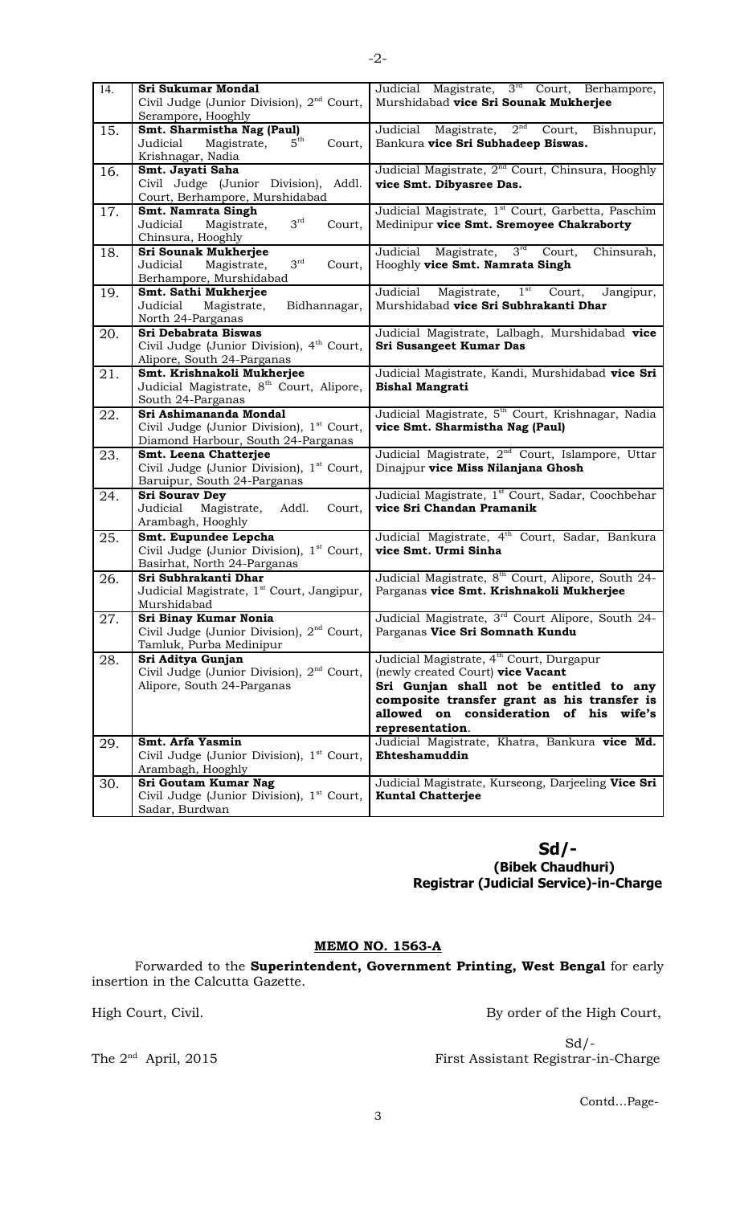| 14. | **Sri Sukumar Mondal**<br>Civil Judge (Junior Division), 2nd Court, Serampore, Hooghly | Judicial Magistrate, 3rd Court, Berhampore, Murshidabad **vice Sri Sounak Mukherjee** |
|---|---|---|
| 15. | **Smt. Sharmistha Nag (Paul)**<br>Judicial Magistrate, 5th Court, Krishnagar, Nadia | Judicial Magistrate, 2nd Court, Bishnupur, Bankura **vice Sri Subhadeep Biswas.** |
| 16. | **Smt. Jayati Saha**<br>Civil Judge (Junior Division), Addl. Court, Berhampore, Murshidabad | Judicial Magistrate, 2nd Court, Chinsura, Hooghly **vice Smt. Dibyasree Das.** |
| 17. | **Smt. Namrata Singh**<br>Judicial Magistrate, 3rd Court, Chinsura, Hooghly | Judicial Magistrate, 1st Court, Garbetta, Paschim Medinipur **vice Smt. Sremoyee Chakraborty** |
| 18. | **Sri Sounak Mukherjee**<br>Judicial Magistrate, 3rd Court, Berhampore, Murshidabad | Judicial Magistrate, 3rd Court, Chinsurah, Hooghly **vice Smt. Namrata Singh** |
| 19. | **Smt. Sathi Mukherjee**<br>Judicial Magistrate, Bidhannagar, North 24-Parganas | Judicial Magistrate, 1st Court, Jangipur, Murshidabad **vice Sri Subhrakanti Dhar** |
| 20. | **Sri Debabrata Biswas**<br>Civil Judge (Junior Division), 4th Court, Alipore, South 24-Parganas | Judicial Magistrate, Lalbagh, Murshidabad **vice Sri Susangeet Kumar Das** |
| 21. | **Smt. Krishnakoli Mukherjee**<br>Judicial Magistrate, 8th Court, Alipore, South 24-Parganas | Judicial Magistrate, Kandi, Murshidabad **vice Sri Bishal Mangrati** |
| 22. | **Sri Ashimananda Mondal**<br>Civil Judge (Junior Division), 1st Court, Diamond Harbour, South 24-Parganas | Judicial Magistrate, 5th Court, Krishnagar, Nadia **vice Smt. Sharmistha Nag (Paul)** |
| 23. | **Smt. Leena Chatterjee**<br>Civil Judge (Junior Division), 1st Court, Baruipur, South 24-Parganas | Judicial Magistrate, 2nd Court, Islampore, Uttar Dinajpur **vice Miss Nilanjana Ghosh** |
| 24. | **Sri Sourav Dey**<br>Judicial Magistrate, Addl. Court, Arambagh, Hooghly | Judicial Magistrate, 1st Court, Sadar, Coochbehar **vice Sri Chandan Pramanik** |
| 25. | **Smt. Eupundee Lepcha**<br>Civil Judge (Junior Division), 1st Court, Basirhat, North 24-Parganas | Judicial Magistrate, 4th Court, Sadar, Bankura **vice Smt. Urmi Sinha** |
| 26. | **Sri Subhrakanti Dhar**<br>Judicial Magistrate, 1st Court, Jangipur, Murshidabad | Judicial Magistrate, 8th Court, Alipore, South 24-Parganas **vice Smt. Krishnakoli Mukherjee** |
| 27. | **Sri Binay Kumar Nonia**<br>Civil Judge (Junior Division), 2nd Court, Tamluk, Purba Medinipur | Judicial Magistrate, 3rd Court Alipore, South 24-Parganas **Vice Sri Somnath Kundu** |
| 28. | **Sri Aditya Gunjan**<br>Civil Judge (Junior Division), 2nd Court, Alipore, South 24-Parganas | Judicial Magistrate, 4th Court, Durgapur (newly created Court) **vice Vacant**<br>**Sri Gunjan shall not be entitled to any composite transfer grant as his transfer is allowed on consideration of his wife's representation**. |
| 29. | **Smt. Arfa Yasmin**<br>Civil Judge (Junior Division), 1st Court, Arambagh, Hooghly | Judicial Magistrate, Khatra, Bankura **vice Md. Ehteshamuddin** |
| 30. | **Sri Goutam Kumar Nag**<br>Civil Judge (Junior Division), 1st Court, Sadar, Burdwan | Judicial Magistrate, Kurseong, Darjeeling **Vice Sri Kuntal Chatterjee** |

**Sd/-**
**(Bibek Chaudhuri)**
**Registrar (Judicial Service)-in-Charge**

**MEMO NO. 1563-A**

Forwarded to the **Superintendent, Government Printing, West Bengal** for early insertion in the Calcutta Gazette.

High Court, Civil.

By order of the High Court,

Sd/-
First Assistant Registrar-in-Charge

The 2nd April, 2015

Contd…Page-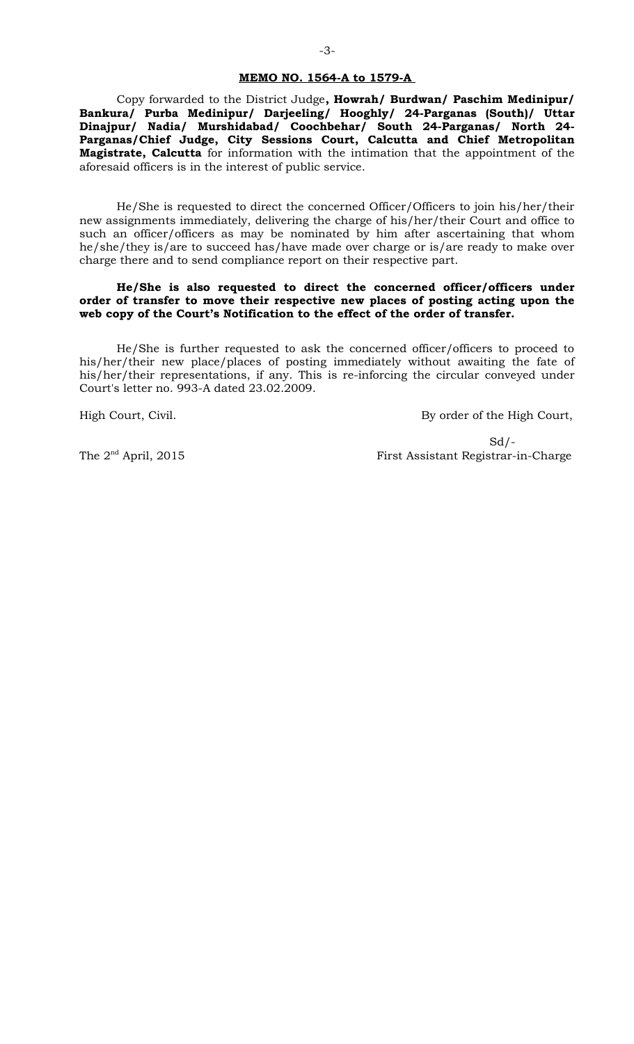**MEMO NO. 1564-A to 1579-A**

Copy forwarded to the District Judge**, Howrah/ Burdwan/ Paschim Medinipur/ Bankura/ Purba Medinipur/ Darjeeling/ Hooghly/ 24-Parganas (South)/ Uttar Dinajpur/ Nadia/ Murshidabad/ Coochbehar/ South 24-Parganas/ North 24-Parganas/Chief Judge, City Sessions Court, Calcutta and Chief Metropolitan Magistrate, Calcutta** for information with the intimation that the appointment of the aforesaid officers is in the interest of public service.

He/She is requested to direct the concerned Officer/Officers to join his/her/their new assignments immediately, delivering the charge of his/her/their Court and office to such an officer/officers as may be nominated by him after ascertaining that whom he/she/they is/are to succeed has/have made over charge or is/are ready to make over charge there and to send compliance report on their respective part.

**He/She is also requested to direct the concerned officer/officers under order of transfer to move their respective new places of posting acting upon the web copy of the Court's Notification to the effect of the order of transfer.**

He/She is further requested to ask the concerned officer/officers to proceed to his/her/their new place/places of posting immediately without awaiting the fate of his/her/their representations, if any. This is re-inforcing the circular conveyed under Court's letter no. 993-A dated 23.02.2009.

High Court, Civil. By order of the High Court,

Sd/-

The 2nd April, 2015 First Assistant Registrar-in-Charge